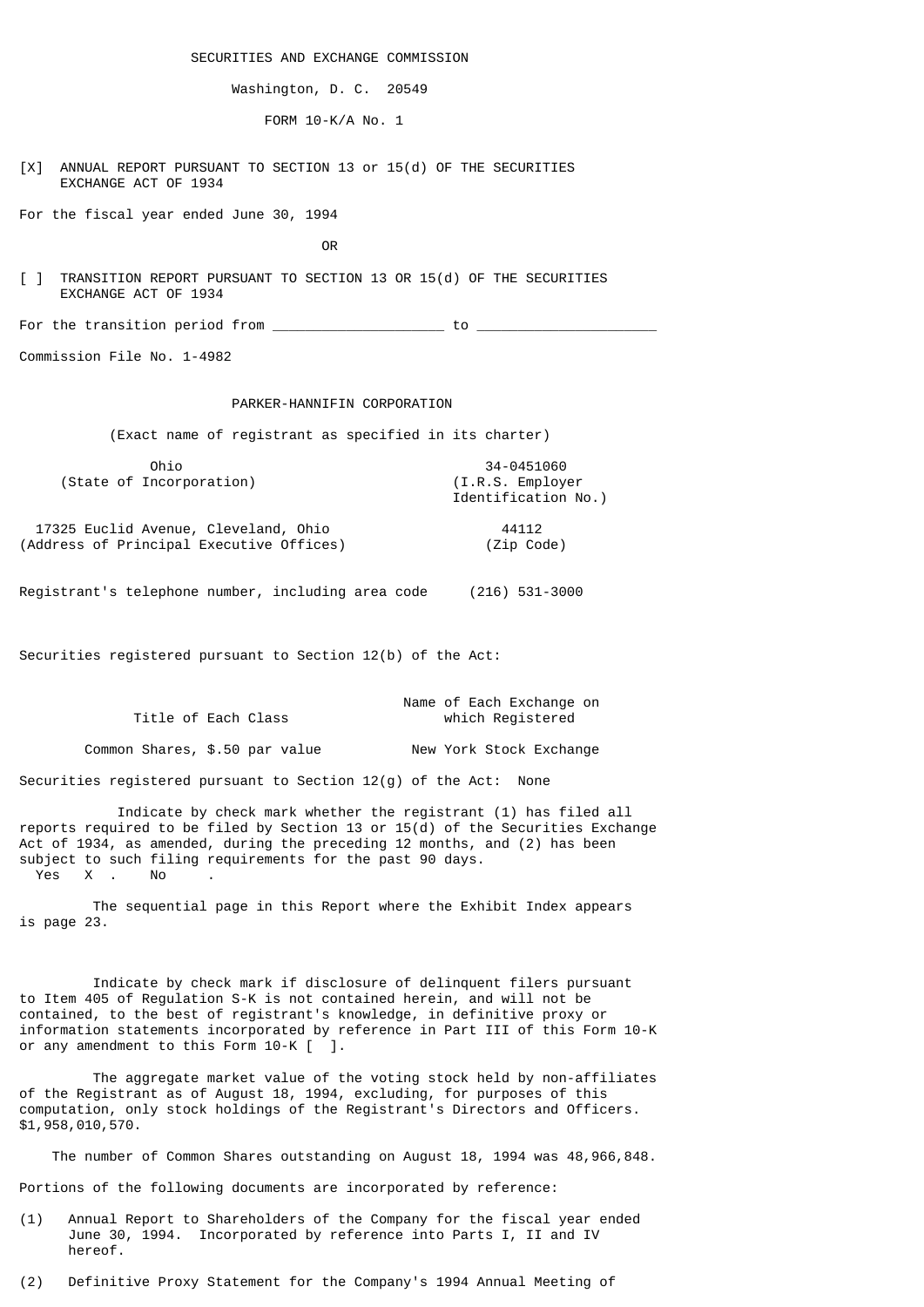SECURITIES AND EXCHANGE COMMISSION

Washington, D. C. 20549

FORM 10-K/A No. 1

[X] ANNUAL REPORT PURSUANT TO SECTION 13 or 15(d) OF THE SECURITIES EXCHANGE ACT OF 1934

For the fiscal year ended June 30, 1994

OR

[ ] TRANSITION REPORT PURSUANT TO SECTION 13 OR 15(d) OF THE SECURITIES EXCHANGE ACT OF 1934

For the transition period from ____________________ to _____________________

Commission File No. 1-4982

PARKER-HANNIFIN CORPORATION

(Exact name of registrant as specified in its charter)

| | |
|---|---|
| Ohio<br>(State of Incorporation) | 34-0451060<br>(I.R.S. Employer Identification No.) |
| 17325 Euclid Avenue, Cleveland, Ohio<br>(Address of Principal Executive Offices) | 44112<br>(Zip Code) |

Registrant's telephone number, including area code (216) 531-3000

Securities registered pursuant to Section 12(b) of the Act:

| Title of Each Class | Name of Each Exchange on which Registered |
|---|---|
| Common Shares, $.50 par value | New York Stock Exchange |

Securities registered pursuant to Section 12(g) of the Act: None

Indicate by check mark whether the registrant (1) has filed all reports required to be filed by Section 13 or 15(d) of the Securities Exchange Act of 1934, as amended, during the preceding 12 months, and (2) has been subject to such filing requirements for the past 90 days.
Yes X . No .

The sequential page in this Report where the Exhibit Index appears is page 23.

Indicate by check mark if disclosure of delinquent filers pursuant to Item 405 of Regulation S-K is not contained herein, and will not be contained, to the best of registrant's knowledge, in definitive proxy or information statements incorporated by reference in Part III of this Form 10-K or any amendment to this Form 10-K [ ].

The aggregate market value of the voting stock held by non-affiliates of the Registrant as of August 18, 1994, excluding, for purposes of this computation, only stock holdings of the Registrant's Directors and Officers. $1,958,010,570.

The number of Common Shares outstanding on August 18, 1994 was 48,966,848.

Portions of the following documents are incorporated by reference:

(1) Annual Report to Shareholders of the Company for the fiscal year ended June 30, 1994. Incorporated by reference into Parts I, II and IV hereof.

(2) Definitive Proxy Statement for the Company's 1994 Annual Meeting of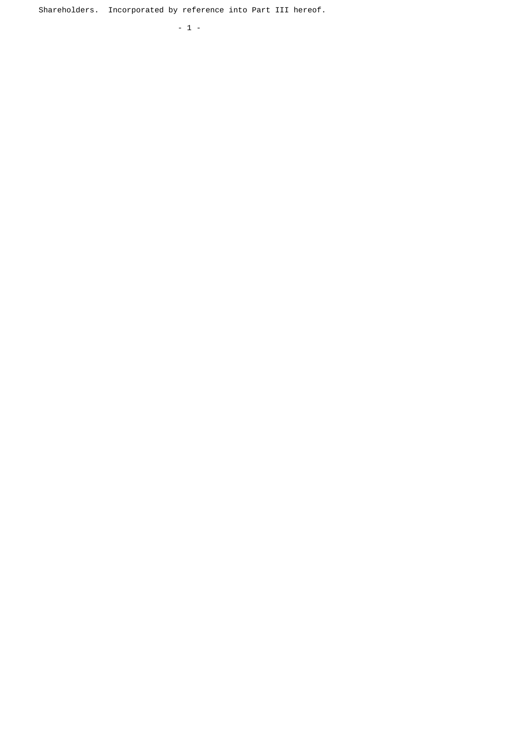Shareholders. Incorporated by reference into Part III hereof.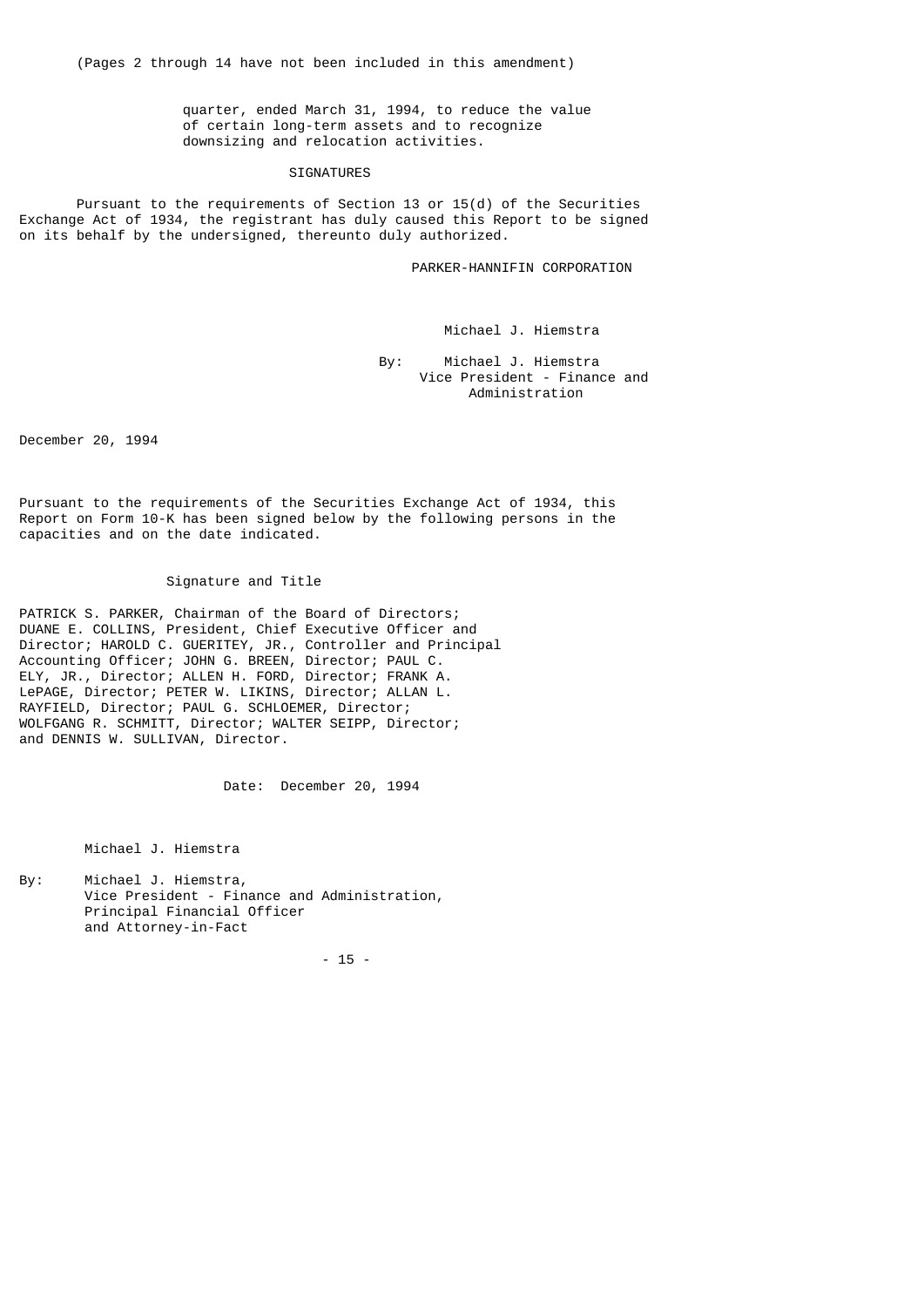(Pages 2 through 14 have not been included in this amendment)

quarter, ended March 31, 1994, to reduce the value of certain long-term assets and to recognize downsizing and relocation activities.

## SIGNATURES

Pursuant to the requirements of Section 13 or 15(d) of the Securities Exchange Act of 1934, the registrant has duly caused this Report to be signed on its behalf by the undersigned, thereunto duly authorized.

PARKER-HANNIFIN CORPORATION

Michael J. Hiemstra

By: Michael J. Hiemstra
Vice President - Finance and Administration

December 20, 1994

Pursuant to the requirements of the Securities Exchange Act of 1934, this Report on Form 10-K has been signed below by the following persons in the capacities and on the date indicated.

Signature and Title

PATRICK S. PARKER, Chairman of the Board of Directors; DUANE E. COLLINS, President, Chief Executive Officer and Director; HAROLD C. GUERITEY, JR., Controller and Principal Accounting Officer; JOHN G. BREEN, Director; PAUL C. ELY, JR., Director; ALLEN H. FORD, Director; FRANK A. LePAGE, Director; PETER W. LIKINS, Director; ALLAN L. RAYFIELD, Director; PAUL G. SCHLOEMER, Director; WOLFGANG R. SCHMITT, Director; WALTER SEIPP, Director; and DENNIS W. SULLIVAN, Director.

Date: December 20, 1994

Michael J. Hiemstra

By: Michael J. Hiemstra,
Vice President - Finance and Administration,
Principal Financial Officer
and Attorney-in-Fact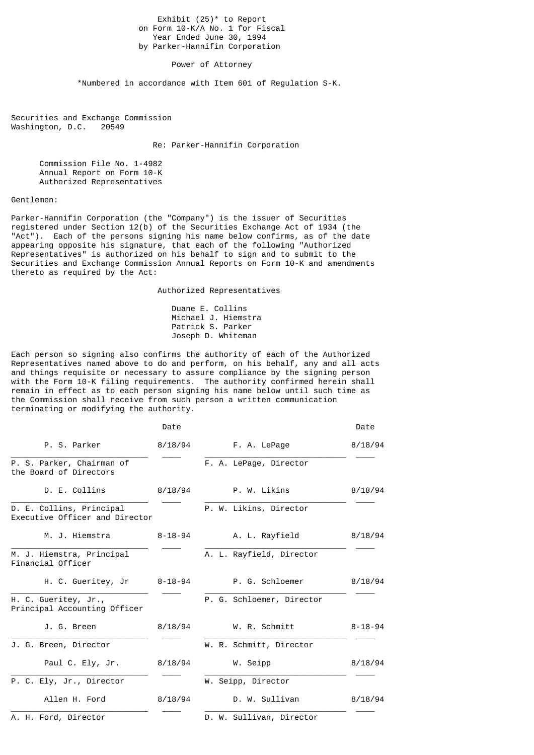Exhibit (25)* to Report on Form 10-K/A No. 1 for Fiscal Year Ended June 30, 1994 by Parker-Hannifin Corporation

Power of Attorney

*Numbered in accordance with Item 601 of Regulation S-K.

Securities and Exchange Commission
Washington, D.C. 20549

Re: Parker-Hannifin Corporation

Commission File No. 1-4982
Annual Report on Form 10-K
Authorized Representatives

Gentlemen:

Parker-Hannifin Corporation (the "Company") is the issuer of Securities registered under Section 12(b) of the Securities Exchange Act of 1934 (the "Act"). Each of the persons signing his name below confirms, as of the date appearing opposite his signature, that each of the following "Authorized Representatives" is authorized on his behalf to sign and to submit to the Securities and Exchange Commission Annual Reports on Form 10-K and amendments thereto as required by the Act:

Authorized Representatives

Duane E. Collins
Michael J. Hiemstra
Patrick S. Parker
Joseph D. Whiteman

Each person so signing also confirms the authority of each of the Authorized Representatives named above to do and perform, on his behalf, any and all acts and things requisite or necessary to assure compliance by the signing person with the Form 10-K filing requirements. The authority confirmed herein shall remain in effect as to each person signing his name below until such time as the Commission shall receive from such person a written communication terminating or modifying the authority.

| Signature | Date | Signature | Date |
|---|---|---|---|
| P. S. Parker<br>P. S. Parker, Chairman of the Board of Directors | 8/18/94 | F. A. LePage<br>F. A. LePage, Director | 8/18/94 |
| D. E. Collins<br>D. E. Collins, Principal Executive Officer and Director | 8/18/94 | P. W. Likins<br>P. W. Likins, Director | 8/18/94 |
| M. J. Hiemstra<br>M. J. Hiemstra, Principal Financial Officer | 8-18-94 | A. L. Rayfield<br>A. L. Rayfield, Director | 8/18/94 |
| H. C. Gueritey, Jr<br>H. C. Gueritey, Jr., Principal Accounting Officer | 8-18-94 | P. G. Schloemer<br>P. G. Schloemer, Director | 8/18/94 |
| J. G. Breen<br>J. G. Breen, Director | 8/18/94 | W. R. Schmitt<br>W. R. Schmitt, Director | 8-18-94 |
| Paul C. Ely, Jr.<br>P. C. Ely, Jr., Director | 8/18/94 | W. Seipp<br>W. Seipp, Director | 8/18/94 |
| Allen H. Ford<br>A. H. Ford, Director | 8/18/94 | D. W. Sullivan<br>D. W. Sullivan, Director | 8/18/94 |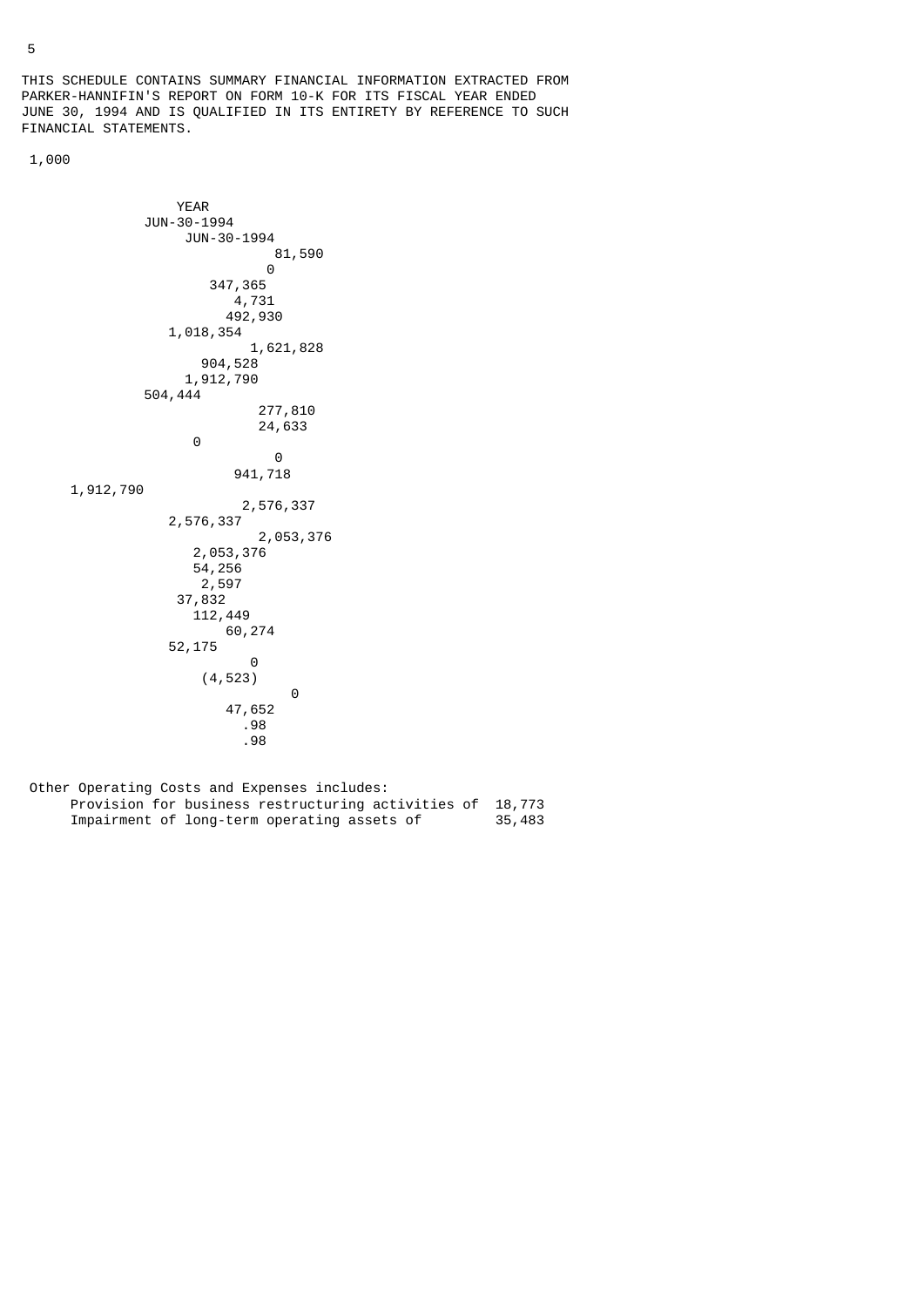5

THIS SCHEDULE CONTAINS SUMMARY FINANCIAL INFORMATION EXTRACTED FROM PARKER-HANNIFIN'S REPORT ON FORM 10-K FOR ITS FISCAL YEAR ENDED JUNE 30, 1994 AND IS QUALIFIED IN ITS ENTIRETY BY REFERENCE TO SUCH FINANCIAL STATEMENTS.

1,000

```
                 YEAR
             JUN-30-1994
                  JUN-30-1994
                           81,590
                          0
                     347,365
                         4,731
                       492,930
               1,018,354
                           1,621,828
                    904,528
                  1,912,790
             504,444
                            277,810
                            24,633
                   0
                             0
                        941,718
     1,912,790
                          2,576,337
               2,576,337
                            2,053,376
                  2,053,376
                  54,256
                   2,597
                37,832
                  112,449
                      60,274
               52,175
                          0
                   (4,523)
                               0
                      47,652
                         .98
                         .98
```

Other Operating Costs and Expenses includes:
Provision for business restructuring activities of 18,773
Impairment of long-term operating assets of 35,483